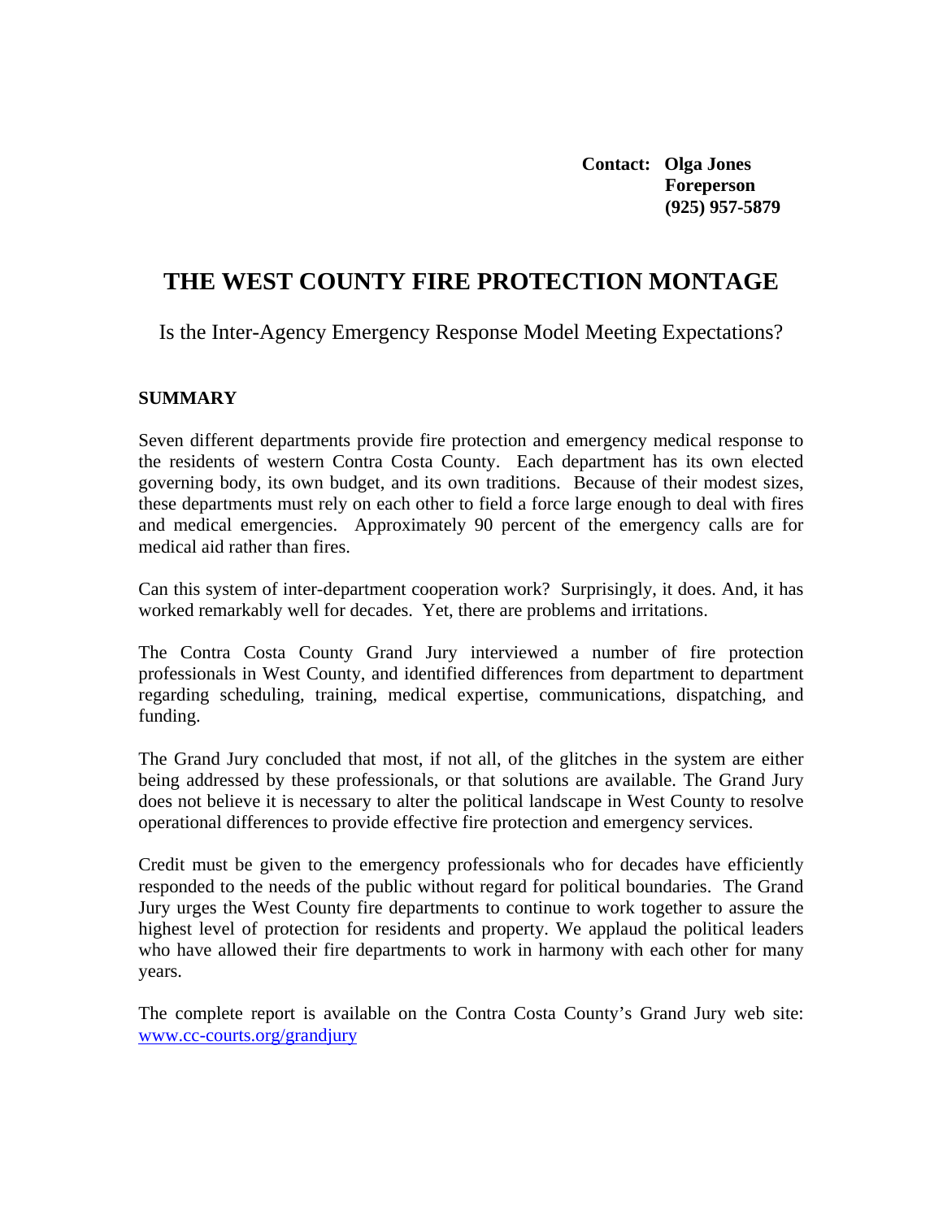**Contact: Olga Jones**
**Foreperson**
**(925) 957-5879**

# THE WEST COUNTY FIRE PROTECTION MONTAGE

Is the Inter-Agency Emergency Response Model Meeting Expectations?

## SUMMARY

Seven different departments provide fire protection and emergency medical response to the residents of western Contra Costa County. Each department has its own elected governing body, its own budget, and its own traditions. Because of their modest sizes, these departments must rely on each other to field a force large enough to deal with fires and medical emergencies. Approximately 90 percent of the emergency calls are for medical aid rather than fires.

Can this system of inter-department cooperation work? Surprisingly, it does. And, it has worked remarkably well for decades. Yet, there are problems and irritations.

The Contra Costa County Grand Jury interviewed a number of fire protection professionals in West County, and identified differences from department to department regarding scheduling, training, medical expertise, communications, dispatching, and funding.

The Grand Jury concluded that most, if not all, of the glitches in the system are either being addressed by these professionals, or that solutions are available. The Grand Jury does not believe it is necessary to alter the political landscape in West County to resolve operational differences to provide effective fire protection and emergency services.

Credit must be given to the emergency professionals who for decades have efficiently responded to the needs of the public without regard for political boundaries. The Grand Jury urges the West County fire departments to continue to work together to assure the highest level of protection for residents and property. We applaud the political leaders who have allowed their fire departments to work in harmony with each other for many years.

The complete report is available on the Contra Costa County's Grand Jury web site: www.cc-courts.org/grandjury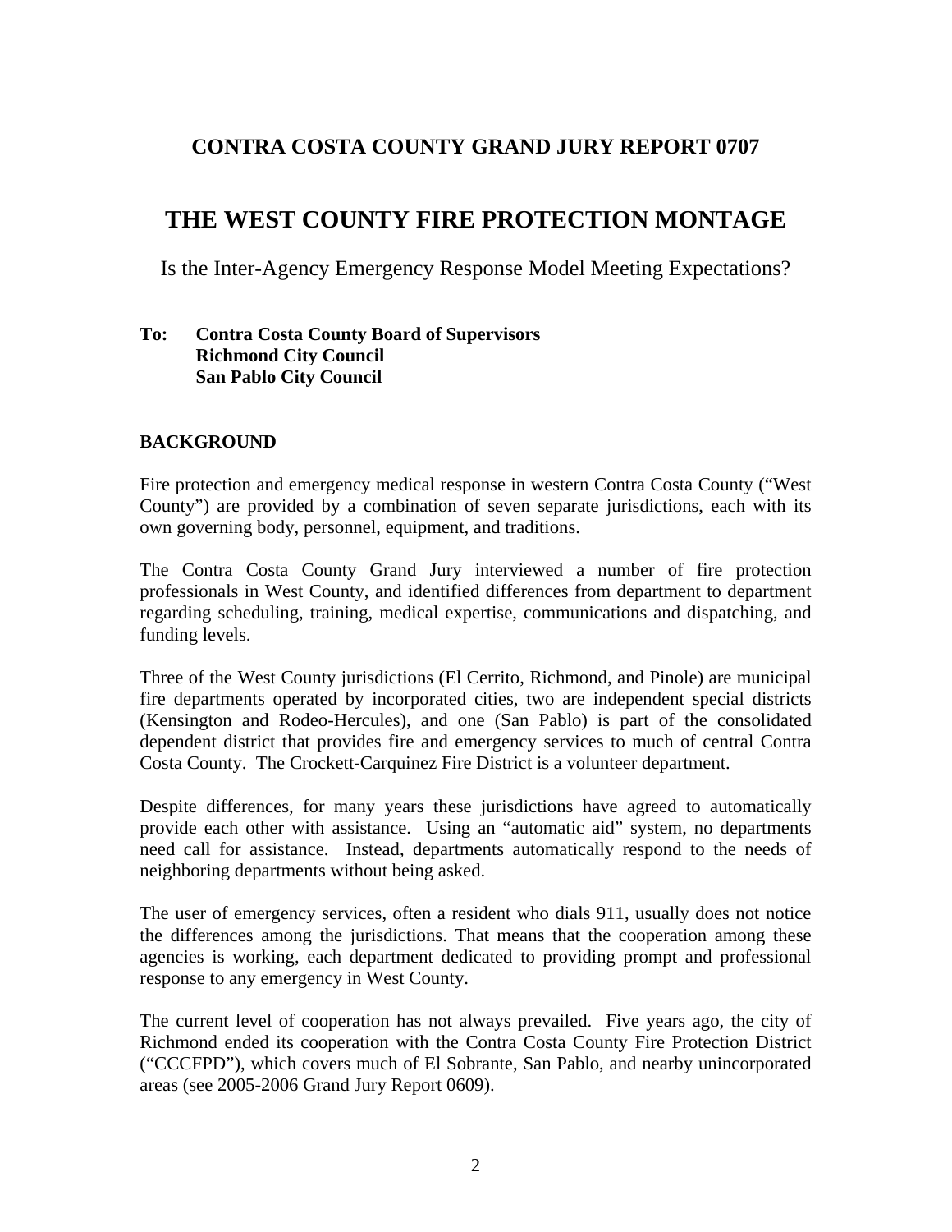## CONTRA COSTA COUNTY GRAND JURY REPORT 0707

# THE WEST COUNTY FIRE PROTECTION MONTAGE

Is the Inter-Agency Emergency Response Model Meeting Expectations?

**To: Contra Costa County Board of Supervisors**
**Richmond City Council**
**San Pablo City Council**

### BACKGROUND

Fire protection and emergency medical response in western Contra Costa County ("West County") are provided by a combination of seven separate jurisdictions, each with its own governing body, personnel, equipment, and traditions.

The Contra Costa County Grand Jury interviewed a number of fire protection professionals in West County, and identified differences from department to department regarding scheduling, training, medical expertise, communications and dispatching, and funding levels.

Three of the West County jurisdictions (El Cerrito, Richmond, and Pinole) are municipal fire departments operated by incorporated cities, two are independent special districts (Kensington and Rodeo-Hercules), and one (San Pablo) is part of the consolidated dependent district that provides fire and emergency services to much of central Contra Costa County. The Crockett-Carquinez Fire District is a volunteer department.

Despite differences, for many years these jurisdictions have agreed to automatically provide each other with assistance. Using an "automatic aid" system, no departments need call for assistance. Instead, departments automatically respond to the needs of neighboring departments without being asked.

The user of emergency services, often a resident who dials 911, usually does not notice the differences among the jurisdictions. That means that the cooperation among these agencies is working, each department dedicated to providing prompt and professional response to any emergency in West County.

The current level of cooperation has not always prevailed. Five years ago, the city of Richmond ended its cooperation with the Contra Costa County Fire Protection District ("CCCFPD"), which covers much of El Sobrante, San Pablo, and nearby unincorporated areas (see 2005-2006 Grand Jury Report 0609).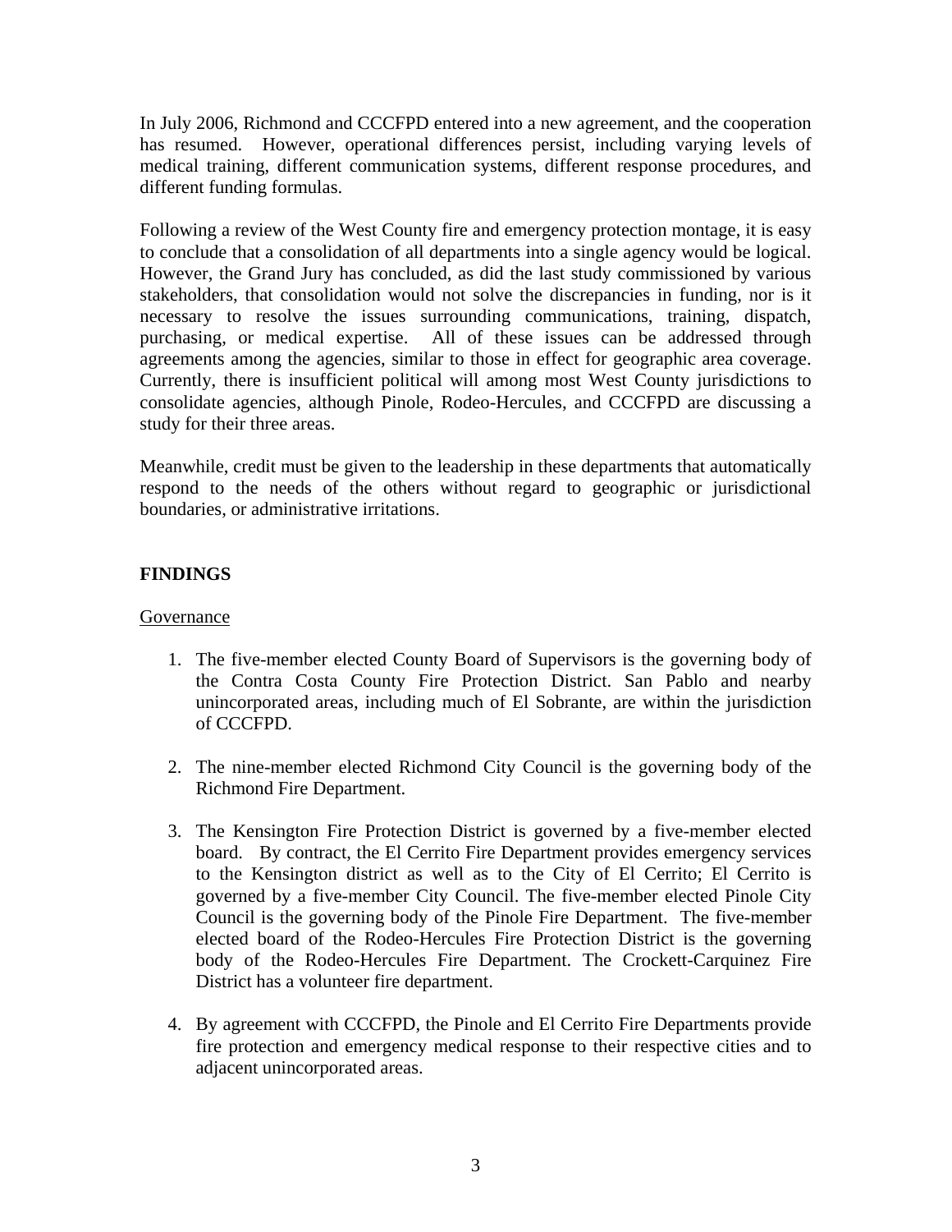In July 2006, Richmond and CCCFPD entered into a new agreement, and the cooperation has resumed. However, operational differences persist, including varying levels of medical training, different communication systems, different response procedures, and different funding formulas.

Following a review of the West County fire and emergency protection montage, it is easy to conclude that a consolidation of all departments into a single agency would be logical. However, the Grand Jury has concluded, as did the last study commissioned by various stakeholders, that consolidation would not solve the discrepancies in funding, nor is it necessary to resolve the issues surrounding communications, training, dispatch, purchasing, or medical expertise. All of these issues can be addressed through agreements among the agencies, similar to those in effect for geographic area coverage. Currently, there is insufficient political will among most West County jurisdictions to consolidate agencies, although Pinole, Rodeo-Hercules, and CCCFPD are discussing a study for their three areas.

Meanwhile, credit must be given to the leadership in these departments that automatically respond to the needs of the others without regard to geographic or jurisdictional boundaries, or administrative irritations.

## FINDINGS

Governance

1. The five-member elected County Board of Supervisors is the governing body of the Contra Costa County Fire Protection District. San Pablo and nearby unincorporated areas, including much of El Sobrante, are within the jurisdiction of CCCFPD.

2. The nine-member elected Richmond City Council is the governing body of the Richmond Fire Department.

3. The Kensington Fire Protection District is governed by a five-member elected board. By contract, the El Cerrito Fire Department provides emergency services to the Kensington district as well as to the City of El Cerrito; El Cerrito is governed by a five-member City Council. The five-member elected Pinole City Council is the governing body of the Pinole Fire Department. The five-member elected board of the Rodeo-Hercules Fire Protection District is the governing body of the Rodeo-Hercules Fire Department. The Crockett-Carquinez Fire District has a volunteer fire department.

4. By agreement with CCCFPD, the Pinole and El Cerrito Fire Departments provide fire protection and emergency medical response to their respective cities and to adjacent unincorporated areas.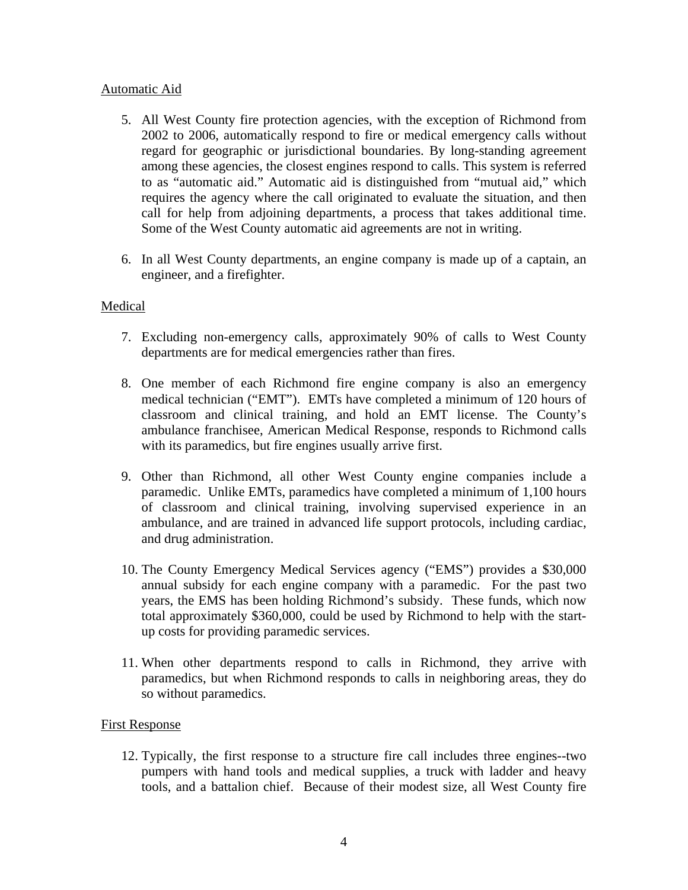Automatic Aid

5. All West County fire protection agencies, with the exception of Richmond from 2002 to 2006, automatically respond to fire or medical emergency calls without regard for geographic or jurisdictional boundaries. By long-standing agreement among these agencies, the closest engines respond to calls. This system is referred to as "automatic aid." Automatic aid is distinguished from "mutual aid," which requires the agency where the call originated to evaluate the situation, and then call for help from adjoining departments, a process that takes additional time. Some of the West County automatic aid agreements are not in writing.

6. In all West County departments, an engine company is made up of a captain, an engineer, and a firefighter.

Medical

7. Excluding non-emergency calls, approximately 90% of calls to West County departments are for medical emergencies rather than fires.

8. One member of each Richmond fire engine company is also an emergency medical technician ("EMT"). EMTs have completed a minimum of 120 hours of classroom and clinical training, and hold an EMT license. The County's ambulance franchisee, American Medical Response, responds to Richmond calls with its paramedics, but fire engines usually arrive first.

9. Other than Richmond, all other West County engine companies include a paramedic. Unlike EMTs, paramedics have completed a minimum of 1,100 hours of classroom and clinical training, involving supervised experience in an ambulance, and are trained in advanced life support protocols, including cardiac, and drug administration.

10. The County Emergency Medical Services agency ("EMS") provides a $30,000 annual subsidy for each engine company with a paramedic. For the past two years, the EMS has been holding Richmond's subsidy. These funds, which now total approximately $360,000, could be used by Richmond to help with the start-up costs for providing paramedic services.

11. When other departments respond to calls in Richmond, they arrive with paramedics, but when Richmond responds to calls in neighboring areas, they do so without paramedics.

First Response

12. Typically, the first response to a structure fire call includes three engines--two pumpers with hand tools and medical supplies, a truck with ladder and heavy tools, and a battalion chief. Because of their modest size, all West County fire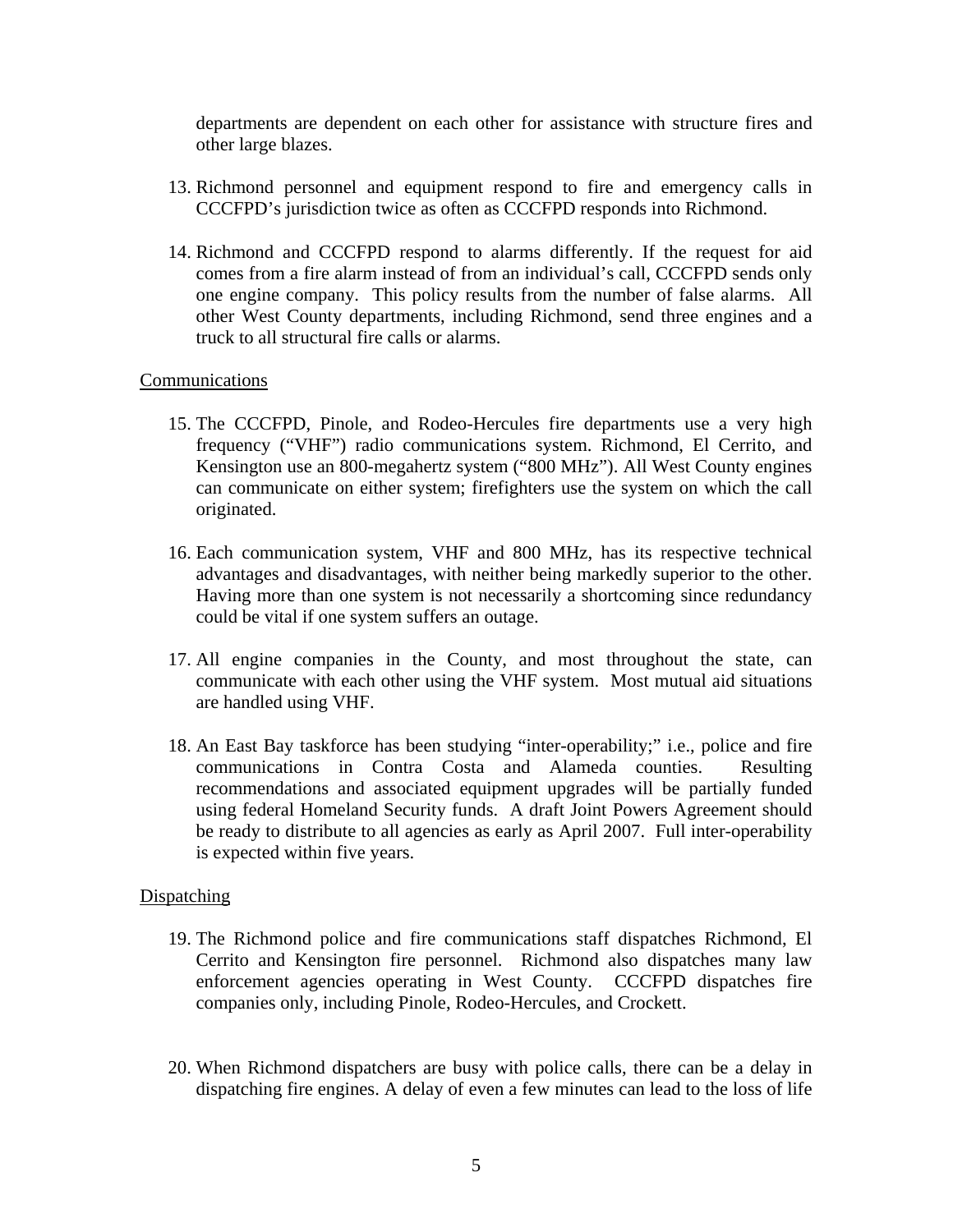departments are dependent on each other for assistance with structure fires and other large blazes.

13. Richmond personnel and equipment respond to fire and emergency calls in CCCFPD's jurisdiction twice as often as CCCFPD responds into Richmond.

14. Richmond and CCCFPD respond to alarms differently. If the request for aid comes from a fire alarm instead of from an individual's call, CCCFPD sends only one engine company. This policy results from the number of false alarms. All other West County departments, including Richmond, send three engines and a truck to all structural fire calls or alarms.

<u>Communications</u>

15. The CCCFPD, Pinole, and Rodeo-Hercules fire departments use a very high frequency ("VHF") radio communications system. Richmond, El Cerrito, and Kensington use an 800-megahertz system ("800 MHz"). All West County engines can communicate on either system; firefighters use the system on which the call originated.

16. Each communication system, VHF and 800 MHz, has its respective technical advantages and disadvantages, with neither being markedly superior to the other. Having more than one system is not necessarily a shortcoming since redundancy could be vital if one system suffers an outage.

17. All engine companies in the County, and most throughout the state, can communicate with each other using the VHF system. Most mutual aid situations are handled using VHF.

18. An East Bay taskforce has been studying "inter-operability;" i.e., police and fire communications in Contra Costa and Alameda counties. Resulting recommendations and associated equipment upgrades will be partially funded using federal Homeland Security funds. A draft Joint Powers Agreement should be ready to distribute to all agencies as early as April 2007. Full inter-operability is expected within five years.

<u>Dispatching</u>

19. The Richmond police and fire communications staff dispatches Richmond, El Cerrito and Kensington fire personnel. Richmond also dispatches many law enforcement agencies operating in West County. CCCFPD dispatches fire companies only, including Pinole, Rodeo-Hercules, and Crockett.

20. When Richmond dispatchers are busy with police calls, there can be a delay in dispatching fire engines. A delay of even a few minutes can lead to the loss of life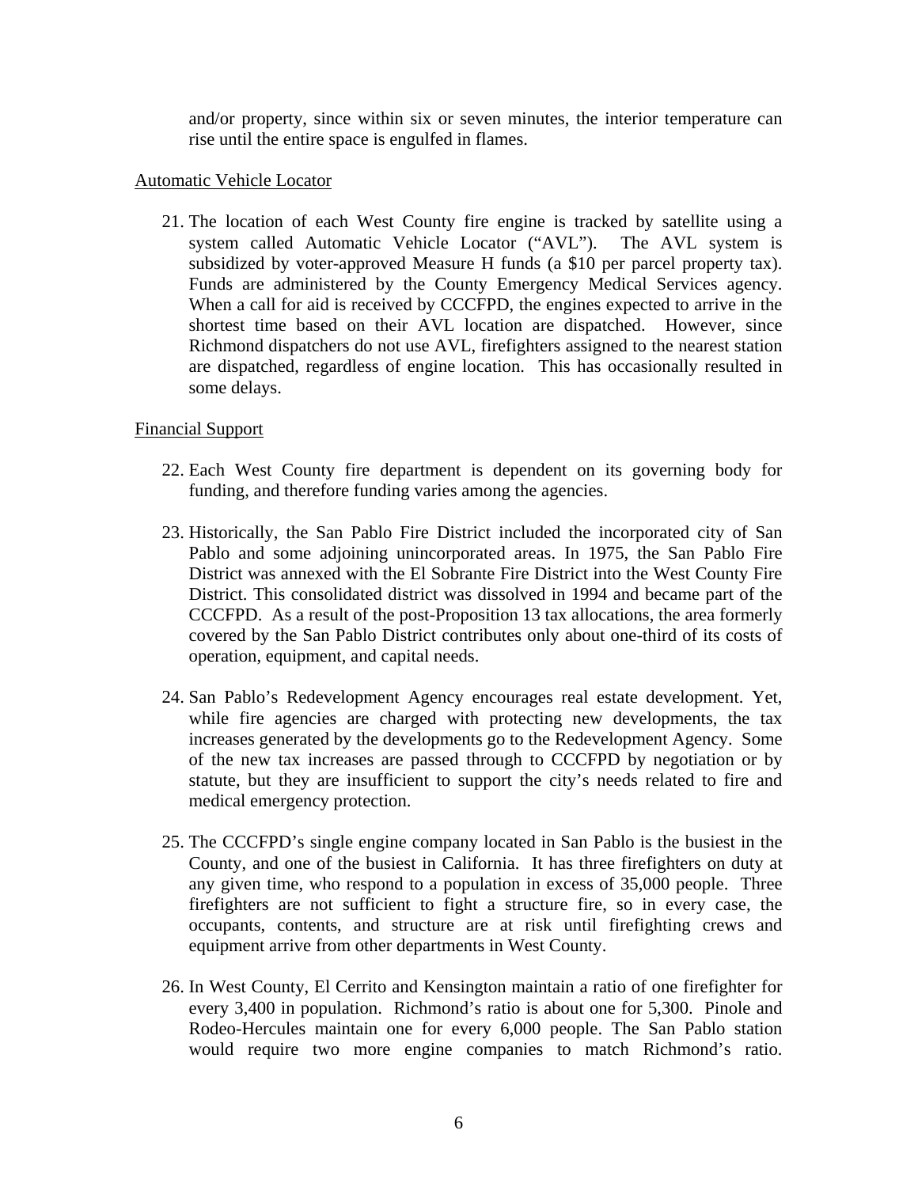and/or property, since within six or seven minutes, the interior temperature can rise until the entire space is engulfed in flames.

<u>Automatic Vehicle Locator</u>

21. The location of each West County fire engine is tracked by satellite using a system called Automatic Vehicle Locator ("AVL"). The AVL system is subsidized by voter-approved Measure H funds (a $10 per parcel property tax). Funds are administered by the County Emergency Medical Services agency. When a call for aid is received by CCCFPD, the engines expected to arrive in the shortest time based on their AVL location are dispatched. However, since Richmond dispatchers do not use AVL, firefighters assigned to the nearest station are dispatched, regardless of engine location. This has occasionally resulted in some delays.

<u>Financial Support</u>

22. Each West County fire department is dependent on its governing body for funding, and therefore funding varies among the agencies.

23. Historically, the San Pablo Fire District included the incorporated city of San Pablo and some adjoining unincorporated areas. In 1975, the San Pablo Fire District was annexed with the El Sobrante Fire District into the West County Fire District. This consolidated district was dissolved in 1994 and became part of the CCCFPD. As a result of the post-Proposition 13 tax allocations, the area formerly covered by the San Pablo District contributes only about one-third of its costs of operation, equipment, and capital needs.

24. San Pablo's Redevelopment Agency encourages real estate development. Yet, while fire agencies are charged with protecting new developments, the tax increases generated by the developments go to the Redevelopment Agency. Some of the new tax increases are passed through to CCCFPD by negotiation or by statute, but they are insufficient to support the city's needs related to fire and medical emergency protection.

25. The CCCFPD's single engine company located in San Pablo is the busiest in the County, and one of the busiest in California. It has three firefighters on duty at any given time, who respond to a population in excess of 35,000 people. Three firefighters are not sufficient to fight a structure fire, so in every case, the occupants, contents, and structure are at risk until firefighting crews and equipment arrive from other departments in West County.

26. In West County, El Cerrito and Kensington maintain a ratio of one firefighter for every 3,400 in population. Richmond's ratio is about one for 5,300. Pinole and Rodeo-Hercules maintain one for every 6,000 people. The San Pablo station would require two more engine companies to match Richmond's ratio.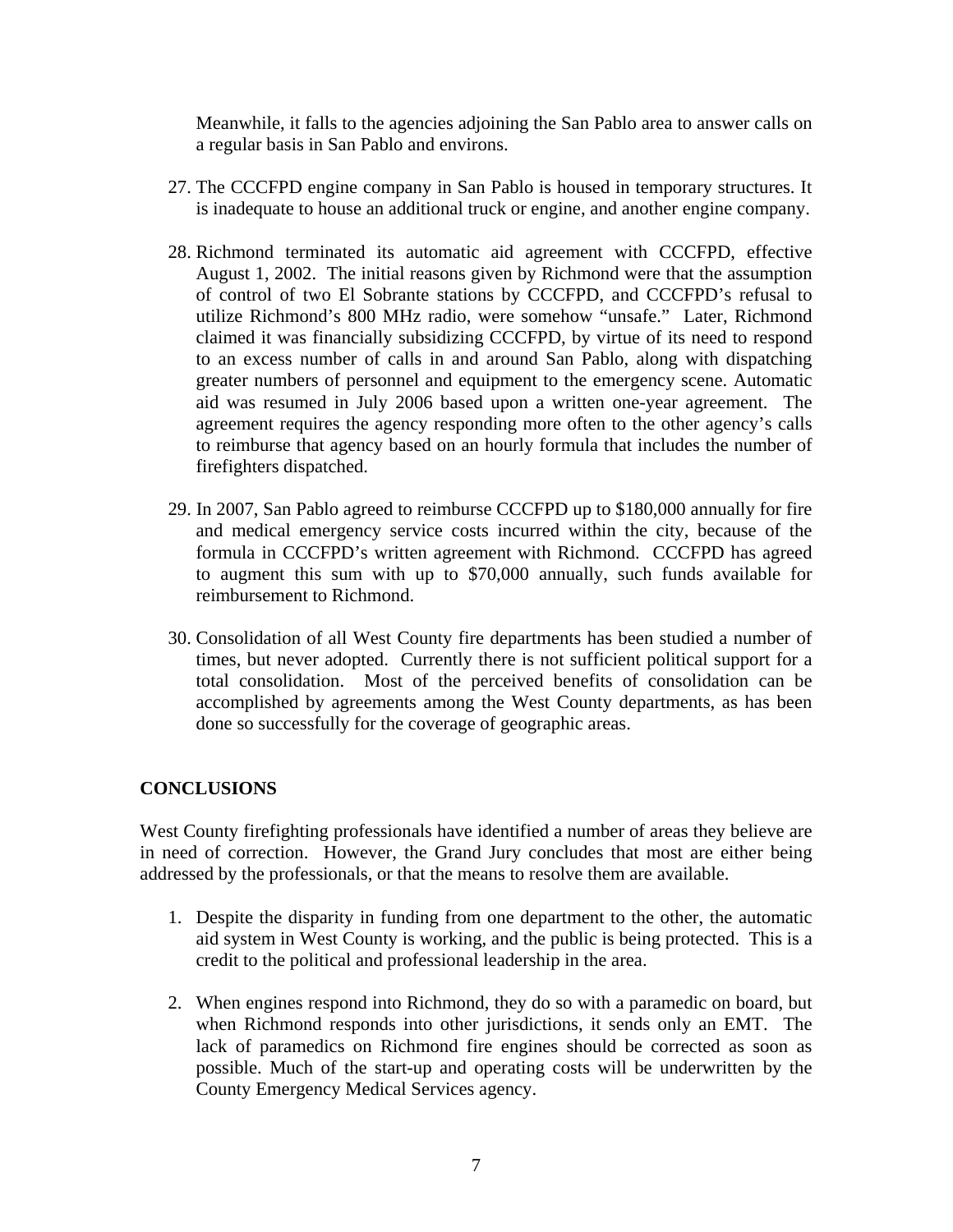Meanwhile, it falls to the agencies adjoining the San Pablo area to answer calls on a regular basis in San Pablo and environs.

27. The CCCFPD engine company in San Pablo is housed in temporary structures. It is inadequate to house an additional truck or engine, and another engine company.

28. Richmond terminated its automatic aid agreement with CCCFPD, effective August 1, 2002. The initial reasons given by Richmond were that the assumption of control of two El Sobrante stations by CCCFPD, and CCCFPD's refusal to utilize Richmond's 800 MHz radio, were somehow "unsafe." Later, Richmond claimed it was financially subsidizing CCCFPD, by virtue of its need to respond to an excess number of calls in and around San Pablo, along with dispatching greater numbers of personnel and equipment to the emergency scene. Automatic aid was resumed in July 2006 based upon a written one-year agreement. The agreement requires the agency responding more often to the other agency's calls to reimburse that agency based on an hourly formula that includes the number of firefighters dispatched.

29. In 2007, San Pablo agreed to reimburse CCCFPD up to $180,000 annually for fire and medical emergency service costs incurred within the city, because of the formula in CCCFPD's written agreement with Richmond. CCCFPD has agreed to augment this sum with up to $70,000 annually, such funds available for reimbursement to Richmond.

30. Consolidation of all West County fire departments has been studied a number of times, but never adopted. Currently there is not sufficient political support for a total consolidation. Most of the perceived benefits of consolidation can be accomplished by agreements among the West County departments, as has been done so successfully for the coverage of geographic areas.

## CONCLUSIONS

West County firefighting professionals have identified a number of areas they believe are in need of correction. However, the Grand Jury concludes that most are either being addressed by the professionals, or that the means to resolve them are available.

1. Despite the disparity in funding from one department to the other, the automatic aid system in West County is working, and the public is being protected. This is a credit to the political and professional leadership in the area.

2. When engines respond into Richmond, they do so with a paramedic on board, but when Richmond responds into other jurisdictions, it sends only an EMT. The lack of paramedics on Richmond fire engines should be corrected as soon as possible. Much of the start-up and operating costs will be underwritten by the County Emergency Medical Services agency.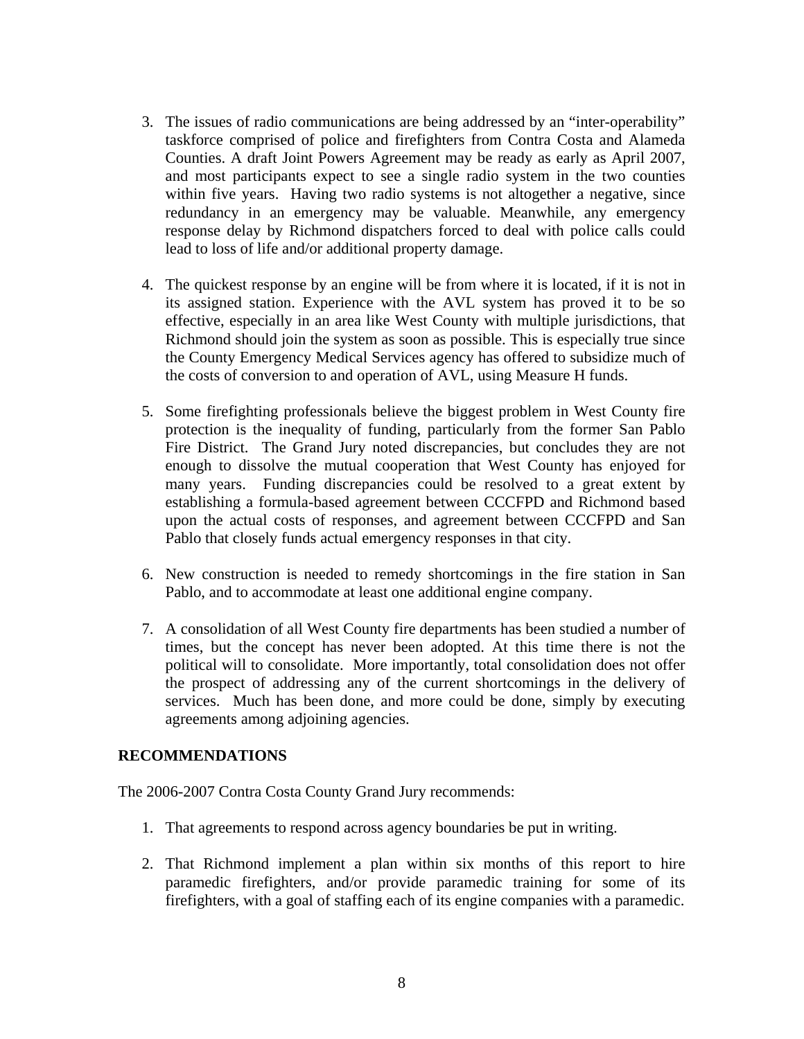3. The issues of radio communications are being addressed by an "inter-operability" taskforce comprised of police and firefighters from Contra Costa and Alameda Counties. A draft Joint Powers Agreement may be ready as early as April 2007, and most participants expect to see a single radio system in the two counties within five years. Having two radio systems is not altogether a negative, since redundancy in an emergency may be valuable. Meanwhile, any emergency response delay by Richmond dispatchers forced to deal with police calls could lead to loss of life and/or additional property damage.

4. The quickest response by an engine will be from where it is located, if it is not in its assigned station. Experience with the AVL system has proved it to be so effective, especially in an area like West County with multiple jurisdictions, that Richmond should join the system as soon as possible. This is especially true since the County Emergency Medical Services agency has offered to subsidize much of the costs of conversion to and operation of AVL, using Measure H funds.

5. Some firefighting professionals believe the biggest problem in West County fire protection is the inequality of funding, particularly from the former San Pablo Fire District. The Grand Jury noted discrepancies, but concludes they are not enough to dissolve the mutual cooperation that West County has enjoyed for many years. Funding discrepancies could be resolved to a great extent by establishing a formula-based agreement between CCCFPD and Richmond based upon the actual costs of responses, and agreement between CCCFPD and San Pablo that closely funds actual emergency responses in that city.

6. New construction is needed to remedy shortcomings in the fire station in San Pablo, and to accommodate at least one additional engine company.

7. A consolidation of all West County fire departments has been studied a number of times, but the concept has never been adopted. At this time there is not the political will to consolidate. More importantly, total consolidation does not offer the prospect of addressing any of the current shortcomings in the delivery of services. Much has been done, and more could be done, simply by executing agreements among adjoining agencies.

## RECOMMENDATIONS

The 2006-2007 Contra Costa County Grand Jury recommends:

1. That agreements to respond across agency boundaries be put in writing.

2. That Richmond implement a plan within six months of this report to hire paramedic firefighters, and/or provide paramedic training for some of its firefighters, with a goal of staffing each of its engine companies with a paramedic.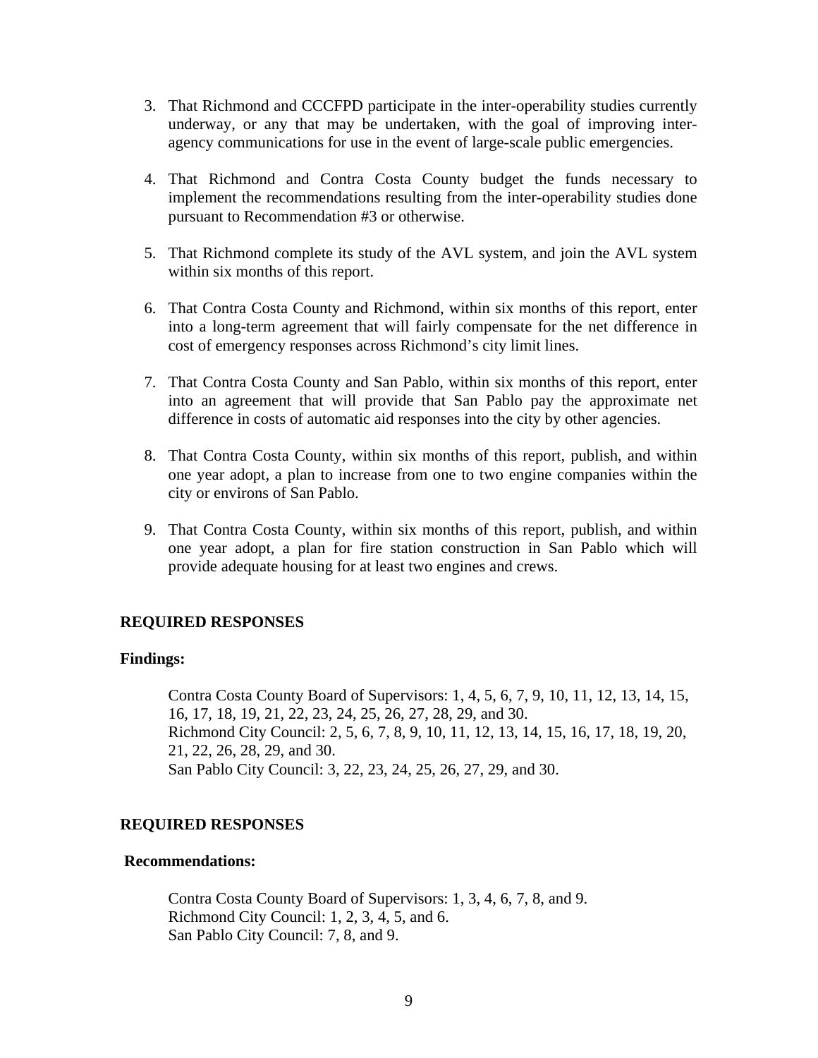3. That Richmond and CCCFPD participate in the inter-operability studies currently underway, or any that may be undertaken, with the goal of improving inter-agency communications for use in the event of large-scale public emergencies.

4. That Richmond and Contra Costa County budget the funds necessary to implement the recommendations resulting from the inter-operability studies done pursuant to Recommendation #3 or otherwise.

5. That Richmond complete its study of the AVL system, and join the AVL system within six months of this report.

6. That Contra Costa County and Richmond, within six months of this report, enter into a long-term agreement that will fairly compensate for the net difference in cost of emergency responses across Richmond's city limit lines.

7. That Contra Costa County and San Pablo, within six months of this report, enter into an agreement that will provide that San Pablo pay the approximate net difference in costs of automatic aid responses into the city by other agencies.

8. That Contra Costa County, within six months of this report, publish, and within one year adopt, a plan to increase from one to two engine companies within the city or environs of San Pablo.

9. That Contra Costa County, within six months of this report, publish, and within one year adopt, a plan for fire station construction in San Pablo which will provide adequate housing for at least two engines and crews.

## REQUIRED RESPONSES

**Findings:**

Contra Costa County Board of Supervisors: 1, 4, 5, 6, 7, 9, 10, 11, 12, 13, 14, 15, 16, 17, 18, 19, 21, 22, 23, 24, 25, 26, 27, 28, 29, and 30.
Richmond City Council: 2, 5, 6, 7, 8, 9, 10, 11, 12, 13, 14, 15, 16, 17, 18, 19, 20, 21, 22, 26, 28, 29, and 30.
San Pablo City Council: 3, 22, 23, 24, 25, 26, 27, 29, and 30.

## REQUIRED RESPONSES

**Recommendations:**

Contra Costa County Board of Supervisors: 1, 3, 4, 6, 7, 8, and 9.
Richmond City Council: 1, 2, 3, 4, 5, and 6.
San Pablo City Council: 7, 8, and 9.